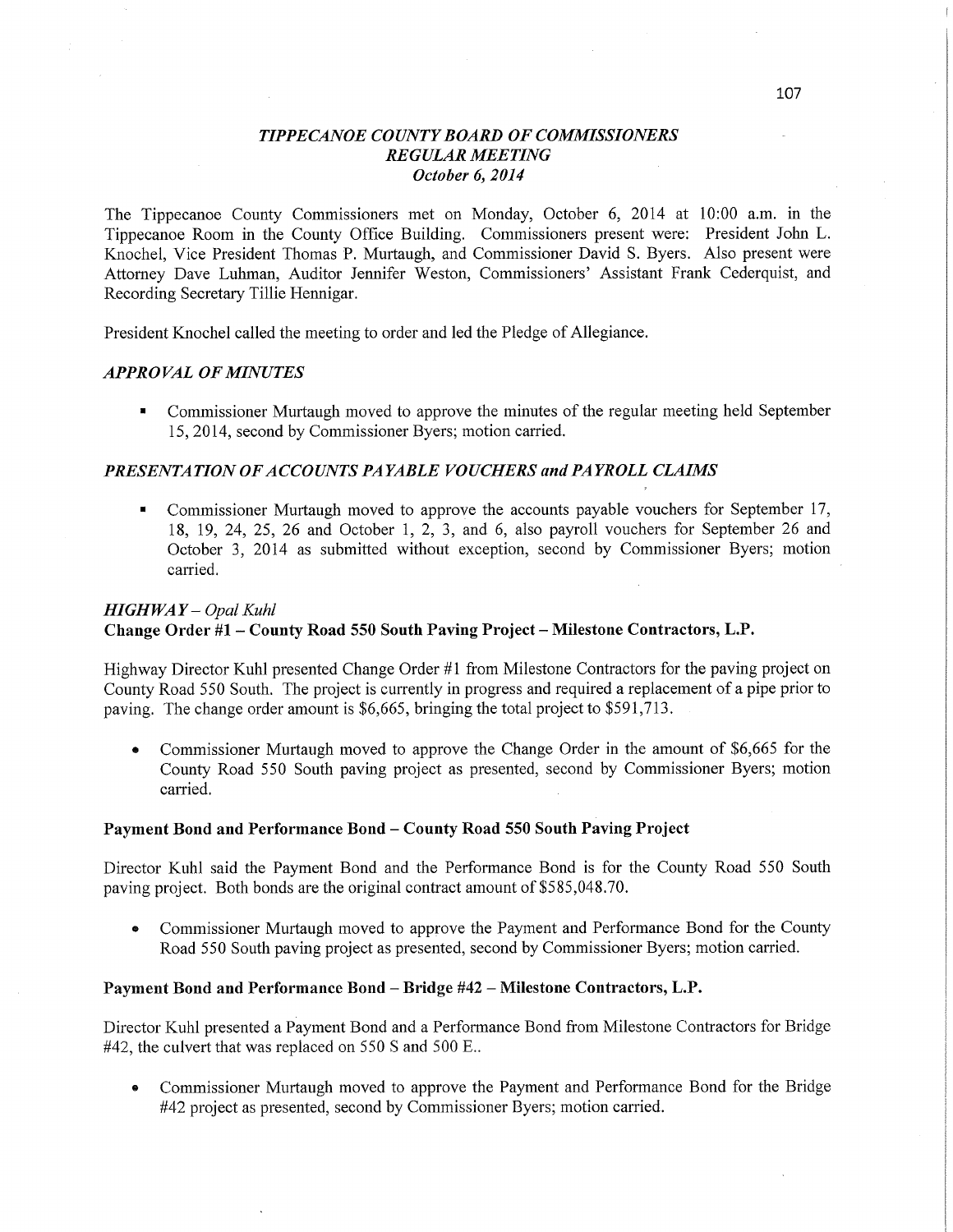# *TIPPECANOE COUNTY BOARD OF COMMISSIONERS*
## *REGULAR MEETING*
### *October 6, 2014*

The Tippecanoe County Commissioners met on Monday, October 6, 2014 at 10:00 a.m. in the Tippecanoe Room in the County Office Building. Commissioners present were: President John L. Knochel, Vice President Thomas P. Murtaugh, and Commissioner David S. Byers. Also present were Attorney Dave Luhman, Auditor Jennifer Weston, Commissioners' Assistant Frank Cederquist, and Recording Secretary Tillie Hennigar.

President Knochel called the meeting to order and led the Pledge of Allegiance.

### *APPROVAL OF MINUTES*

- Commissioner Murtaugh moved to approve the minutes of the regular meeting held September 15, 2014, second by Commissioner Byers; motion carried.

### *PRESENTATION OF ACCOUNTS PAYABLE VOUCHERS and PAYROLL CLAIMS*

- Commissioner Murtaugh moved to approve the accounts payable vouchers for September 17, 18, 19, 24, 25, 26 and October 1, 2, 3, and 6, also payroll vouchers for September 26 and October 3, 2014 as submitted without exception, second by Commissioner Byers; motion carried.

### *HIGHWAY – Opal Kuhl*

**Change Order #1 – County Road 550 South Paving Project – Milestone Contractors, L.P.**

Highway Director Kuhl presented Change Order #1 from Milestone Contractors for the paving project on County Road 550 South. The project is currently in progress and required a replacement of a pipe prior to paving. The change order amount is $6,665, bringing the total project to $591,713.

- Commissioner Murtaugh moved to approve the Change Order in the amount of $6,665 for the County Road 550 South paving project as presented, second by Commissioner Byers; motion carried.

**Payment Bond and Performance Bond – County Road 550 South Paving Project**

Director Kuhl said the Payment Bond and the Performance Bond is for the County Road 550 South paving project. Both bonds are the original contract amount of $585,048.70.

- Commissioner Murtaugh moved to approve the Payment and Performance Bond for the County Road 550 South paving project as presented, second by Commissioner Byers; motion carried.

**Payment Bond and Performance Bond – Bridge #42 – Milestone Contractors, L.P.**

Director Kuhl presented a Payment Bond and a Performance Bond from Milestone Contractors for Bridge #42, the culvert that was replaced on 550 S and 500 E..

- Commissioner Murtaugh moved to approve the Payment and Performance Bond for the Bridge #42 project as presented, second by Commissioner Byers; motion carried.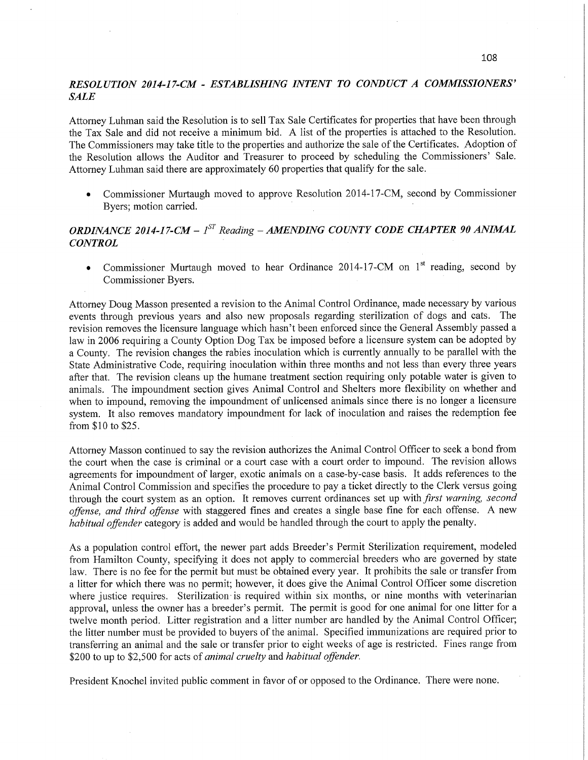## *RESOLUTION 2014-17-CM - ESTABLISHING INTENT TO CONDUCT A COMMISSIONERS' SALE*

Attorney Luhman said the Resolution is to sell Tax Sale Certificates for properties that have been through the Tax Sale and did not receive a minimum bid. A list of the properties is attached to the Resolution. The Commissioners may take title to the properties and authorize the sale of the Certificates. Adoption of the Resolution allows the Auditor and Treasurer to proceed by scheduling the Commissioners' Sale. Attorney Luhman said there are approximately 60 properties that qualify for the sale.

- Commissioner Murtaugh moved to approve Resolution 2014-17-CM, second by Commissioner Byers; motion carried.

## *ORDINANCE 2014-17-CM – 1ST Reading – AMENDING COUNTY CODE CHAPTER 90 ANIMAL CONTROL*

- Commissioner Murtaugh moved to hear Ordinance 2014-17-CM on 1st reading, second by Commissioner Byers.

Attorney Doug Masson presented a revision to the Animal Control Ordinance, made necessary by various events through previous years and also new proposals regarding sterilization of dogs and cats. The revision removes the licensure language which hasn't been enforced since the General Assembly passed a law in 2006 requiring a County Option Dog Tax be imposed before a licensure system can be adopted by a County. The revision changes the rabies inoculation which is currently annually to be parallel with the State Administrative Code, requiring inoculation within three months and not less than every three years after that. The revision cleans up the humane treatment section requiring only potable water is given to animals. The impoundment section gives Animal Control and Shelters more flexibility on whether and when to impound, removing the impoundment of unlicensed animals since there is no longer a licensure system. It also removes mandatory impoundment for lack of inoculation and raises the redemption fee from $10 to $25.

Attorney Masson continued to say the revision authorizes the Animal Control Officer to seek a bond from the court when the case is criminal or a court case with a court order to impound. The revision allows agreements for impoundment of larger, exotic animals on a case-by-case basis. It adds references to the Animal Control Commission and specifies the procedure to pay a ticket directly to the Clerk versus going through the court system as an option. It removes current ordinances set up with *first warning, second offense, and third offense* with staggered fines and creates a single base fine for each offense. A new *habitual offender* category is added and would be handled through the court to apply the penalty.

As a population control effort, the newer part adds Breeder's Permit Sterilization requirement, modeled from Hamilton County, specifying it does not apply to commercial breeders who are governed by state law. There is no fee for the permit but must be obtained every year. It prohibits the sale or transfer from a litter for which there was no permit; however, it does give the Animal Control Officer some discretion where justice requires. Sterilization is required within six months, or nine months with veterinarian approval, unless the owner has a breeder's permit. The permit is good for one animal for one litter for a twelve month period. Litter registration and a litter number are handled by the Animal Control Officer; the litter number must be provided to buyers of the animal. Specified immunizations are required prior to transferring an animal and the sale or transfer prior to eight weeks of age is restricted. Fines range from $200 to up to $2,500 for acts of *animal cruelty* and *habitual offender.*

President Knochel invited public comment in favor of or opposed to the Ordinance. There were none.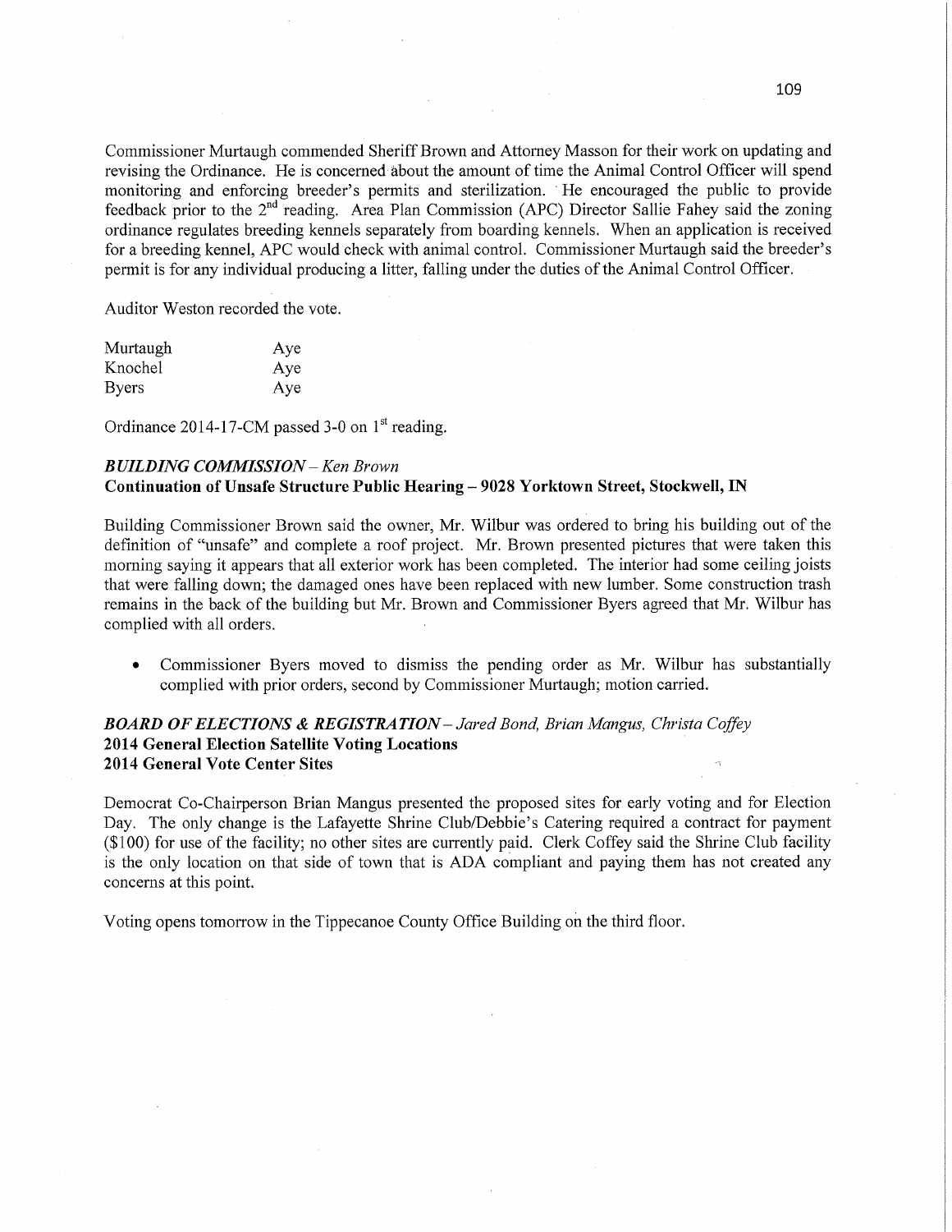Commissioner Murtaugh commended Sheriff Brown and Attorney Masson for their work on updating and revising the Ordinance. He is concerned about the amount of time the Animal Control Officer will spend monitoring and enforcing breeder's permits and sterilization. He encouraged the public to provide feedback prior to the 2nd reading. Area Plan Commission (APC) Director Sallie Fahey said the zoning ordinance regulates breeding kennels separately from boarding kennels. When an application is received for a breeding kennel, APC would check with animal control. Commissioner Murtaugh said the breeder's permit is for any individual producing a litter, falling under the duties of the Animal Control Officer.

Auditor Weston recorded the vote.

| | |
|---|---|
| Murtaugh | Aye |
| Knochel | Aye |
| Byers | Aye |

Ordinance 2014-17-CM passed 3-0 on 1st reading.

***BUILDING COMMISSION** – Ken Brown*

**Continuation of Unsafe Structure Public Hearing – 9028 Yorktown Street, Stockwell, IN**

Building Commissioner Brown said the owner, Mr. Wilbur was ordered to bring his building out of the definition of "unsafe" and complete a roof project. Mr. Brown presented pictures that were taken this morning saying it appears that all exterior work has been completed. The interior had some ceiling joists that were falling down; the damaged ones have been replaced with new lumber. Some construction trash remains in the back of the building but Mr. Brown and Commissioner Byers agreed that Mr. Wilbur has complied with all orders.

- Commissioner Byers moved to dismiss the pending order as Mr. Wilbur has substantially complied with prior orders, second by Commissioner Murtaugh; motion carried.

***BOARD OF ELECTIONS & REGISTRATION** – Jared Bond, Brian Mangus, Christa Coffey*

**2014 General Election Satellite Voting Locations**

**2014 General Vote Center Sites**

Democrat Co-Chairperson Brian Mangus presented the proposed sites for early voting and for Election Day. The only change is the Lafayette Shrine Club/Debbie's Catering required a contract for payment ($100) for use of the facility; no other sites are currently paid. Clerk Coffey said the Shrine Club facility is the only location on that side of town that is ADA compliant and paying them has not created any concerns at this point.

Voting opens tomorrow in the Tippecanoe County Office Building on the third floor.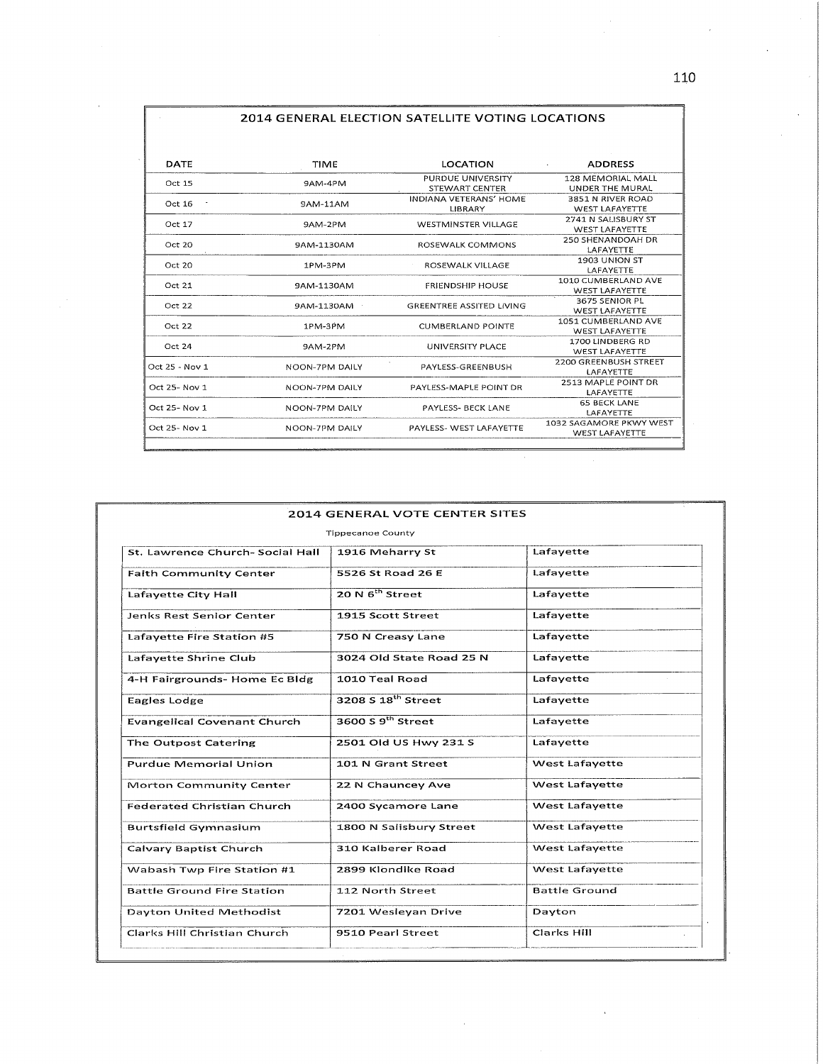## 2014 GENERAL ELECTION SATELLITE VOTING LOCATIONS

| DATE | TIME | LOCATION | ADDRESS |
|---|---|---|---|
| Oct 15 | 9AM-4PM | PURDUE UNIVERSITY STEWART CENTER | 128 MEMORIAL MALL UNDER THE MURAL |
| Oct 16 | 9AM-11AM | INDIANA VETERANS' HOME LIBRARY | 3851 N RIVER ROAD WEST LAFAYETTE |
| Oct 17 | 9AM-2PM | WESTMINSTER VILLAGE | 2741 N SALISBURY ST WEST LAFAYETTE |
| Oct 20 | 9AM-1130AM | ROSEWALK COMMONS | 250 SHENANDOAH DR LAFAYETTE |
| Oct 20 | 1PM-3PM | ROSEWALK VILLAGE | 1903 UNION ST LAFAYETTE |
| Oct 21 | 9AM-1130AM | FRIENDSHIP HOUSE | 1010 CUMBERLAND AVE WEST LAFAYETTE |
| Oct 22 | 9AM-1130AM | GREENTREE ASSITED LIVING | 3675 SENIOR PL WEST LAFAYETTE |
| Oct 22 | 1PM-3PM | CUMBERLAND POINTE | 1051 CUMBERLAND AVE WEST LAFAYETTE |
| Oct 24 | 9AM-2PM | UNIVERSITY PLACE | 1700 LINDBERG RD WEST LAFAYETTE |
| Oct 25 - Nov 1 | NOON-7PM DAILY | PAYLESS-GREENBUSH | 2200 GREENBUSH STREET LAFAYETTE |
| Oct 25- Nov 1 | NOON-7PM DAILY | PAYLESS-MAPLE POINT DR | 2513 MAPLE POINT DR LAFAYETTE |
| Oct 25- Nov 1 | NOON-7PM DAILY | PAYLESS- BECK LANE | 65 BECK LANE LAFAYETTE |
| Oct 25- Nov 1 | NOON-7PM DAILY | PAYLESS- WEST LAFAYETTE | 1032 SAGAMORE PKWY WEST WEST LAFAYETTE |

## 2014 GENERAL VOTE CENTER SITES

Tippecanoe County

| | | |
|---|---|---|
| St. Lawrence Church- Social Hall | 1916 Meharry St | Lafayette |
| Faith Community Center | 5526 St Road 26 E | Lafayette |
| Lafayette City Hall | 20 N 6th Street | Lafayette |
| Jenks Rest Senior Center | 1915 Scott Street | Lafayette |
| Lafayette Fire Station #5 | 750 N Creasy Lane | Lafayette |
| Lafayette Shrine Club | 3024 Old State Road 25 N | Lafayette |
| 4-H Fairgrounds- Home Ec Bldg | 1010 Teal Road | Lafayette |
| Eagles Lodge | 3208 S 18th Street | Lafayette |
| Evangelical Covenant Church | 3600 S 9th Street | Lafayette |
| The Outpost Catering | 2501 Old US Hwy 231 S | Lafayette |
| Purdue Memorial Union | 101 N Grant Street | West Lafayette |
| Morton Community Center | 22 N Chauncey Ave | West Lafayette |
| Federated Christian Church | 2400 Sycamore Lane | West Lafayette |
| Burtsfield Gymnasium | 1800 N Salisbury Street | West Lafayette |
| Calvary Baptist Church | 310 Kalberer Road | West Lafayette |
| Wabash Twp Fire Station #1 | 2899 Klondike Road | West Lafayette |
| Battle Ground Fire Station | 112 North Street | Battle Ground |
| Dayton United Methodist | 7201 Wesleyan Drive | Dayton |
| Clarks Hill Christian Church | 9510 Pearl Street | Clarks Hill |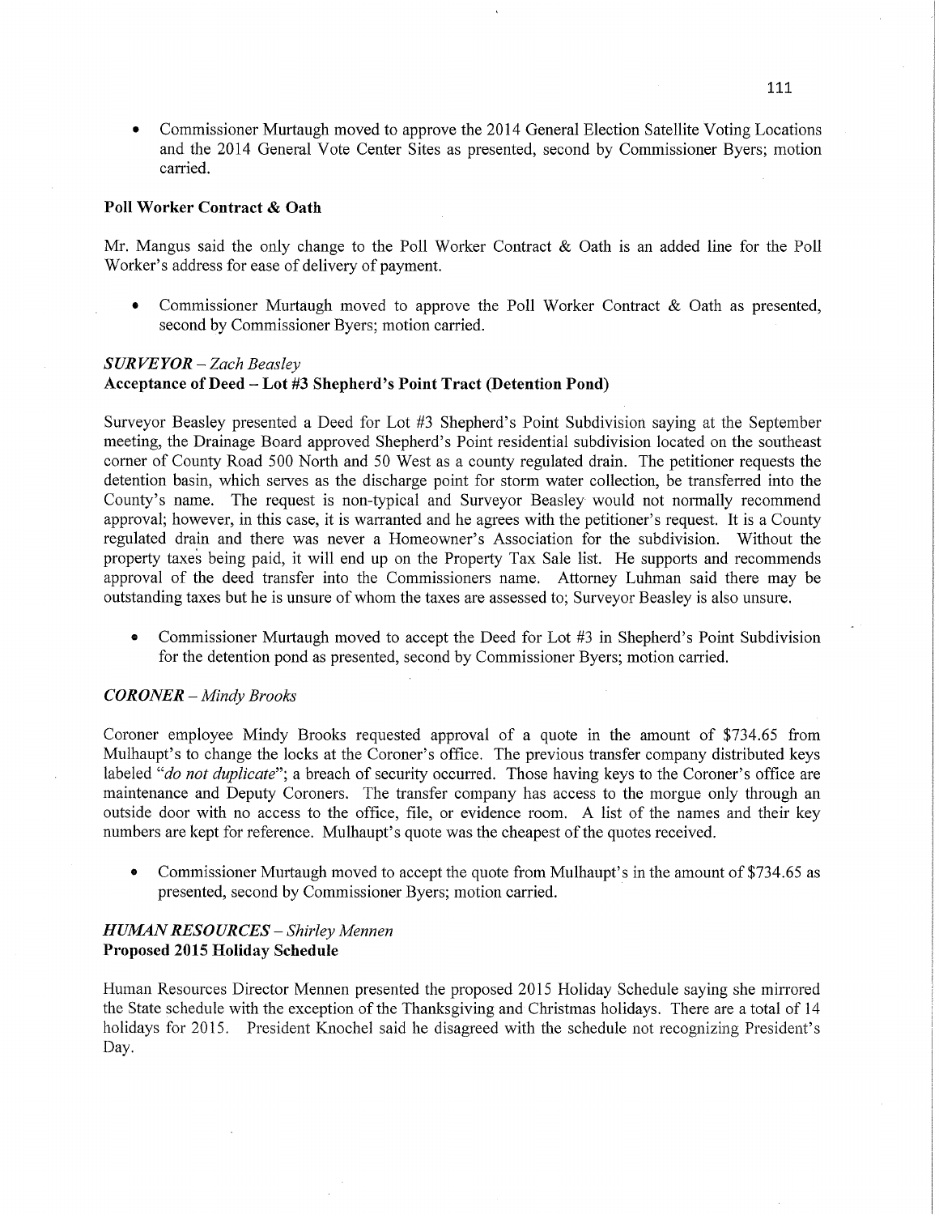- Commissioner Murtaugh moved to approve the 2014 General Election Satellite Voting Locations and the 2014 General Vote Center Sites as presented, second by Commissioner Byers; motion carried.

**Poll Worker Contract & Oath**

Mr. Mangus said the only change to the Poll Worker Contract & Oath is an added line for the Poll Worker's address for ease of delivery of payment.

- Commissioner Murtaugh moved to approve the Poll Worker Contract & Oath as presented, second by Commissioner Byers; motion carried.

***SURVEYOR** – Zach Beasley*
**Acceptance of Deed – Lot #3 Shepherd's Point Tract (Detention Pond)**

Surveyor Beasley presented a Deed for Lot #3 Shepherd's Point Subdivision saying at the September meeting, the Drainage Board approved Shepherd's Point residential subdivision located on the southeast corner of County Road 500 North and 50 West as a county regulated drain. The petitioner requests the detention basin, which serves as the discharge point for storm water collection, be transferred into the County's name. The request is non-typical and Surveyor Beasley would not normally recommend approval; however, in this case, it is warranted and he agrees with the petitioner's request. It is a County regulated drain and there was never a Homeowner's Association for the subdivision. Without the property taxes being paid, it will end up on the Property Tax Sale list. He supports and recommends approval of the deed transfer into the Commissioners name. Attorney Luhman said there may be outstanding taxes but he is unsure of whom the taxes are assessed to; Surveyor Beasley is also unsure.

- Commissioner Murtaugh moved to accept the Deed for Lot #3 in Shepherd's Point Subdivision for the detention pond as presented, second by Commissioner Byers; motion carried.

***CORONER** – Mindy Brooks*

Coroner employee Mindy Brooks requested approval of a quote in the amount of $734.65 from Mulhaupt's to change the locks at the Coroner's office. The previous transfer company distributed keys labeled "*do not duplicate*"; a breach of security occurred. Those having keys to the Coroner's office are maintenance and Deputy Coroners. The transfer company has access to the morgue only through an outside door with no access to the office, file, or evidence room. A list of the names and their key numbers are kept for reference. Mulhaupt's quote was the cheapest of the quotes received.

- Commissioner Murtaugh moved to accept the quote from Mulhaupt's in the amount of $734.65 as presented, second by Commissioner Byers; motion carried.

***HUMAN RESOURCES** – Shirley Mennen*
**Proposed 2015 Holiday Schedule**

Human Resources Director Mennen presented the proposed 2015 Holiday Schedule saying she mirrored the State schedule with the exception of the Thanksgiving and Christmas holidays. There are a total of 14 holidays for 2015. President Knochel said he disagreed with the schedule not recognizing President's Day.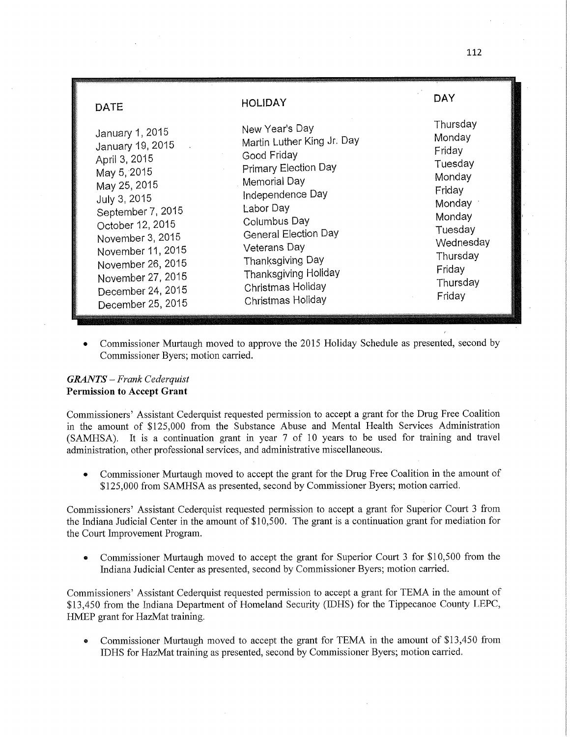| DATE | HOLIDAY | DAY |
|---|---|---|
| January 1, 2015 | New Year's Day | Thursday |
| January 19, 2015 | Martin Luther King Jr. Day | Monday |
| April 3, 2015 | Good Friday | Friday |
| May 5, 2015 | Primary Election Day | Tuesday |
| May 25, 2015 | Memorial Day | Monday |
| July 3, 2015 | Independence Day | Friday |
| September 7, 2015 | Labor Day | Monday |
| October 12, 2015 | Columbus Day | Monday |
| November 3, 2015 | General Election Day | Tuesday |
| November 11, 2015 | Veterans Day | Wednesday |
| November 26, 2015 | Thanksgiving Day | Thursday |
| November 27, 2015 | Thanksgiving Holiday | Friday |
| December 24, 2015 | Christmas Holiday | Thursday |
| December 25, 2015 | Christmas Holiday | Friday |

- Commissioner Murtaugh moved to approve the 2015 Holiday Schedule as presented, second by Commissioner Byers; motion carried.

### *GRANTS – Frank Cederquist*

**Permission to Accept Grant**

Commissioners' Assistant Cederquist requested permission to accept a grant for the Drug Free Coalition in the amount of $125,000 from the Substance Abuse and Mental Health Services Administration (SAMHSA). It is a continuation grant in year 7 of 10 years to be used for training and travel administration, other professional services, and administrative miscellaneous.

- Commissioner Murtaugh moved to accept the grant for the Drug Free Coalition in the amount of $125,000 from SAMHSA as presented, second by Commissioner Byers; motion carried.

Commissioners' Assistant Cederquist requested permission to accept a grant for Superior Court 3 from the Indiana Judicial Center in the amount of $10,500. The grant is a continuation grant for mediation for the Court Improvement Program.

- Commissioner Murtaugh moved to accept the grant for Superior Court 3 for $10,500 from the Indiana Judicial Center as presented, second by Commissioner Byers; motion carried.

Commissioners' Assistant Cederquist requested permission to accept a grant for TEMA in the amount of $13,450 from the Indiana Department of Homeland Security (IDHS) for the Tippecanoe County LEPC, HMEP grant for HazMat training.

- Commissioner Murtaugh moved to accept the grant for TEMA in the amount of $13,450 from IDHS for HazMat training as presented, second by Commissioner Byers; motion carried.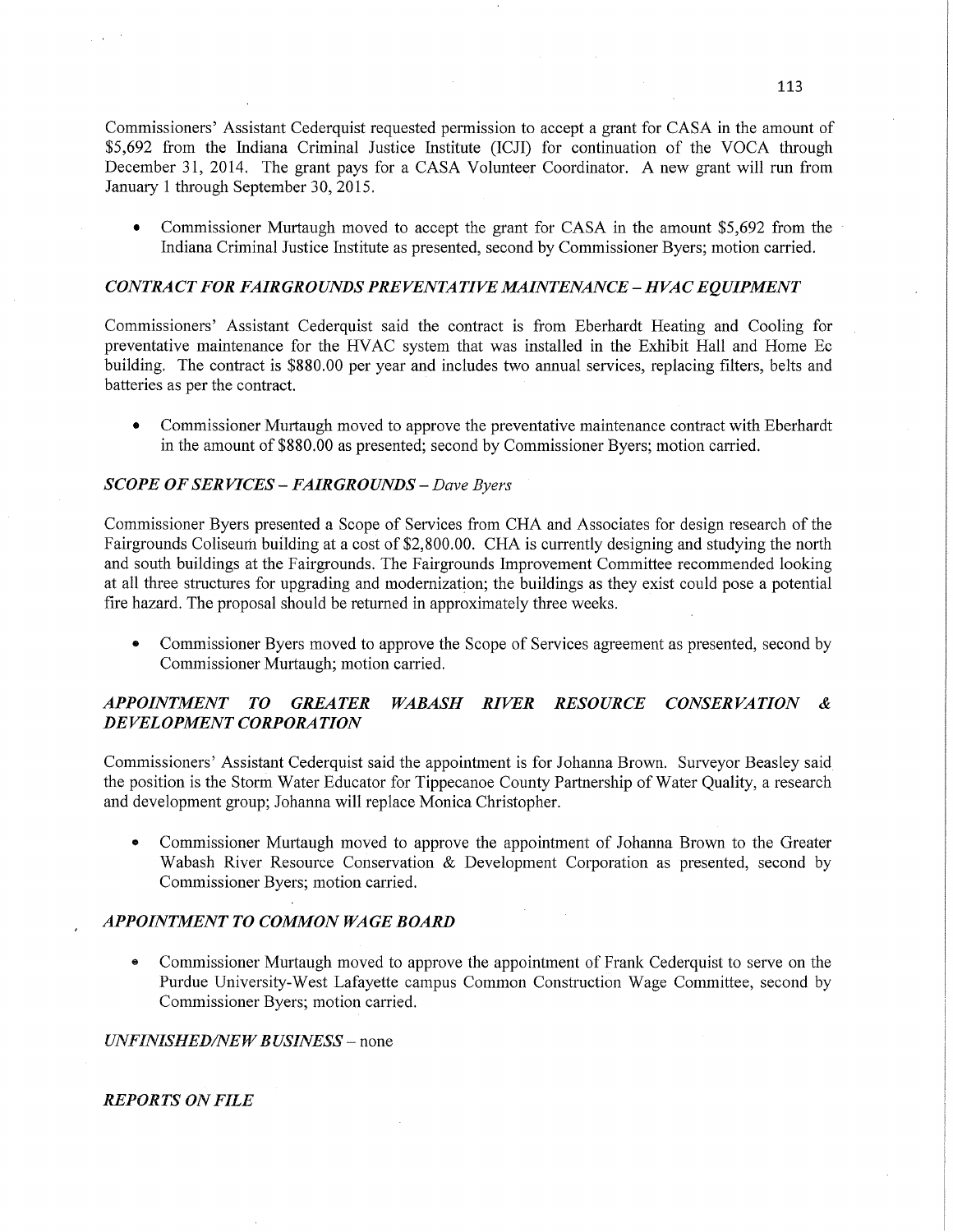Commissioners' Assistant Cederquist requested permission to accept a grant for CASA in the amount of $5,692 from the Indiana Criminal Justice Institute (ICJI) for continuation of the VOCA through December 31, 2014. The grant pays for a CASA Volunteer Coordinator. A new grant will run from January 1 through September 30, 2015.

- Commissioner Murtaugh moved to accept the grant for CASA in the amount $5,692 from the Indiana Criminal Justice Institute as presented, second by Commissioner Byers; motion carried.

***CONTRACT FOR FAIRGROUNDS PREVENTATIVE MAINTENANCE – HVAC EQUIPMENT***

Commissioners' Assistant Cederquist said the contract is from Eberhardt Heating and Cooling for preventative maintenance for the HVAC system that was installed in the Exhibit Hall and Home Ec building. The contract is $880.00 per year and includes two annual services, replacing filters, belts and batteries as per the contract.

- Commissioner Murtaugh moved to approve the preventative maintenance contract with Eberhardt in the amount of $880.00 as presented; second by Commissioner Byers; motion carried.

***SCOPE OF SERVICES – FAIRGROUNDS*** – *Dave Byers*

Commissioner Byers presented a Scope of Services from CHA and Associates for design research of the Fairgrounds Coliseum building at a cost of $2,800.00. CHA is currently designing and studying the north and south buildings at the Fairgrounds. The Fairgrounds Improvement Committee recommended looking at all three structures for upgrading and modernization; the buildings as they exist could pose a potential fire hazard. The proposal should be returned in approximately three weeks.

- Commissioner Byers moved to approve the Scope of Services agreement as presented, second by Commissioner Murtaugh; motion carried.

***APPOINTMENT TO GREATER WABASH RIVER RESOURCE CONSERVATION & DEVELOPMENT CORPORATION***

Commissioners' Assistant Cederquist said the appointment is for Johanna Brown. Surveyor Beasley said the position is the Storm Water Educator for Tippecanoe County Partnership of Water Quality, a research and development group; Johanna will replace Monica Christopher.

- Commissioner Murtaugh moved to approve the appointment of Johanna Brown to the Greater Wabash River Resource Conservation & Development Corporation as presented, second by Commissioner Byers; motion carried.

***APPOINTMENT TO COMMON WAGE BOARD***

- Commissioner Murtaugh moved to approve the appointment of Frank Cederquist to serve on the Purdue University-West Lafayette campus Common Construction Wage Committee, second by Commissioner Byers; motion carried.

***UNFINISHED/NEW BUSINESS*** – none

***REPORTS ON FILE***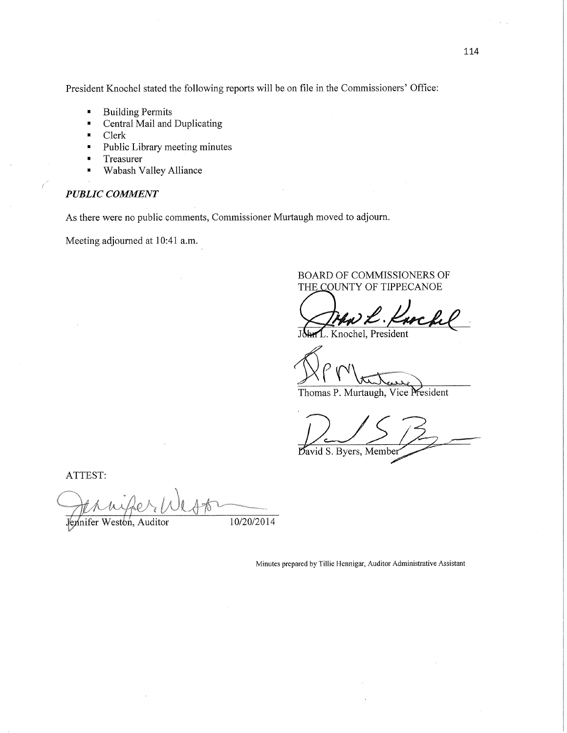President Knochel stated the following reports will be on file in the Commissioners' Office:

- Building Permits
- Central Mail and Duplicating
- Clerk
- Public Library meeting minutes
- Treasurer
- Wabash Valley Alliance

### *PUBLIC COMMENT*

As there were no public comments, Commissioner Murtaugh moved to adjourn.

Meeting adjourned at 10:41 a.m.

BOARD OF COMMISSIONERS OF
THE COUNTY OF TIPPECANOE

John L. Knochel, President

Thomas P. Murtaugh, Vice President

David S. Byers, Member

ATTEST:

Jennifer Weston, Auditor 10/20/2014

Minutes prepared by Tillie Hennigar, Auditor Administrative Assistant